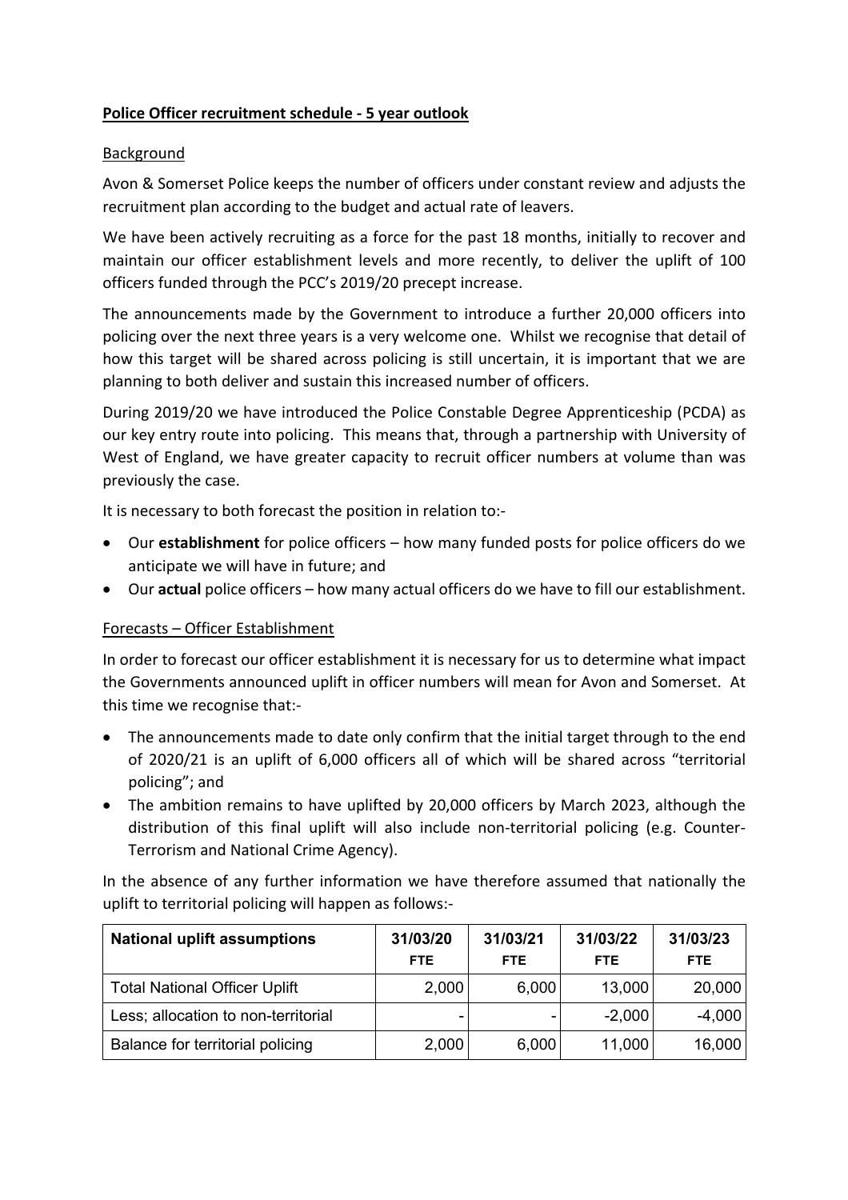## **Police Officer recruitment schedule - 5 year outlook**

### Background

Avon & Somerset Police keeps the number of officers under constant review and adjusts the recruitment plan according to the budget and actual rate of leavers.

We have been actively recruiting as a force for the past 18 months, initially to recover and maintain our officer establishment levels and more recently, to deliver the uplift of 100 officers funded through the PCC's 2019/20 precept increase.

The announcements made by the Government to introduce a further 20,000 officers into policing over the next three years is a very welcome one. Whilst we recognise that detail of how this target will be shared across policing is still uncertain, it is important that we are planning to both deliver and sustain this increased number of officers.

During 2019/20 we have introduced the Police Constable Degree Apprenticeship (PCDA) as our key entry route into policing. This means that, through a partnership with University of West of England, we have greater capacity to recruit officer numbers at volume than was previously the case.

It is necessary to both forecast the position in relation to:-

- Our **establishment** for police officers – how many funded posts for police officers do we anticipate we will have in future; and
- Our **actual** police officers – how many actual officers do we have to fill our establishment.

### Forecasts – Officer Establishment

In order to forecast our officer establishment it is necessary for us to determine what impact the Governments announced uplift in officer numbers will mean for Avon and Somerset. At this time we recognise that:-

- The announcements made to date only confirm that the initial target through to the end of 2020/21 is an uplift of 6,000 officers all of which will be shared across "territorial policing"; and
- The ambition remains to have uplifted by 20,000 officers by March 2023, although the distribution of this final uplift will also include non-territorial policing (e.g. Counter-Terrorism and National Crime Agency).

In the absence of any further information we have therefore assumed that nationally the uplift to territorial policing will happen as follows:-

| **National uplift assumptions** | **31/03/20 FTE** | **31/03/21 FTE** | **31/03/22 FTE** | **31/03/23 FTE** |
|---|---|---|---|---|
| Total National Officer Uplift | 2,000 | 6,000 | 13,000 | 20,000 |
| Less; allocation to non-territorial | - | - | -2,000 | -4,000 |
| Balance for territorial policing | 2,000 | 6,000 | 11,000 | 16,000 |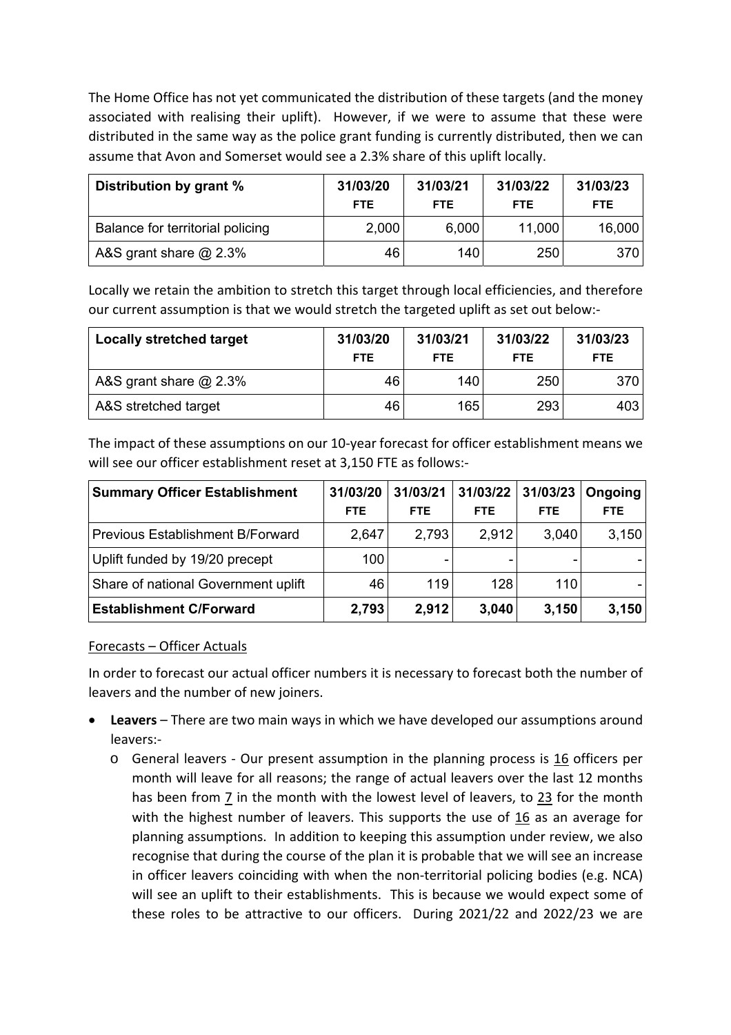The Home Office has not yet communicated the distribution of these targets (and the money associated with realising their uplift). However, if we were to assume that these were distributed in the same way as the police grant funding is currently distributed, then we can assume that Avon and Somerset would see a 2.3% share of this uplift locally.

| **Distribution by grant %** | **31/03/20 FTE** | **31/03/21 FTE** | **31/03/22 FTE** | **31/03/23 FTE** |
|---|---|---|---|---|
| Balance for territorial policing | 2,000 | 6,000 | 11,000 | 16,000 |
| A&S grant share @ 2.3% | 46 | 140 | 250 | 370 |

Locally we retain the ambition to stretch this target through local efficiencies, and therefore our current assumption is that we would stretch the targeted uplift as set out below:-

| **Locally stretched target** | **31/03/20 FTE** | **31/03/21 FTE** | **31/03/22 FTE** | **31/03/23 FTE** |
|---|---|---|---|---|
| A&S grant share @ 2.3% | 46 | 140 | 250 | 370 |
| A&S stretched target | 46 | 165 | 293 | 403 |

The impact of these assumptions on our 10-year forecast for officer establishment means we will see our officer establishment reset at 3,150 FTE as follows:-

| **Summary Officer Establishment** | **31/03/20 FTE** | **31/03/21 FTE** | **31/03/22 FTE** | **31/03/23 FTE** | **Ongoing FTE** |
|---|---|---|---|---|---|
| Previous Establishment B/Forward | 2,647 | 2,793 | 2,912 | 3,040 | 3,150 |
| Uplift funded by 19/20 precept | 100 | - | - | - | - |
| Share of national Government uplift | 46 | 119 | 128 | 110 | - |
| **Establishment C/Forward** | **2,793** | **2,912** | **3,040** | **3,150** | **3,150** |

Forecasts – Officer Actuals

In order to forecast our actual officer numbers it is necessary to forecast both the number of leavers and the number of new joiners.

- **Leavers** – There are two main ways in which we have developed our assumptions around leavers:-
  - General leavers - Our present assumption in the planning process is 16 officers per month will leave for all reasons; the range of actual leavers over the last 12 months has been from 7 in the month with the lowest level of leavers, to 23 for the month with the highest number of leavers. This supports the use of 16 as an average for planning assumptions. In addition to keeping this assumption under review, we also recognise that during the course of the plan it is probable that we will see an increase in officer leavers coinciding with when the non-territorial policing bodies (e.g. NCA) will see an uplift to their establishments. This is because we would expect some of these roles to be attractive to our officers. During 2021/22 and 2022/23 we are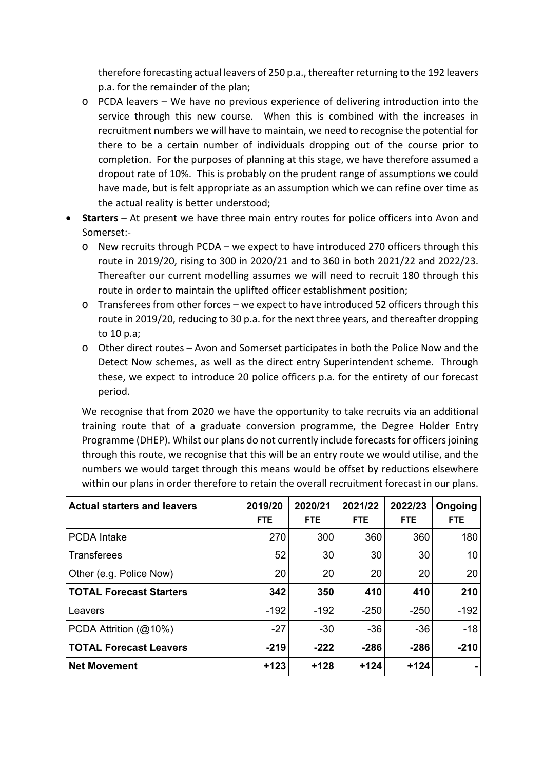therefore forecasting actual leavers of 250 p.a., thereafter returning to the 192 leavers p.a. for the remainder of the plan;

  - PCDA leavers – We have no previous experience of delivering introduction into the service through this new course. When this is combined with the increases in recruitment numbers we will have to maintain, we need to recognise the potential for there to be a certain number of individuals dropping out of the course prior to completion. For the purposes of planning at this stage, we have therefore assumed a dropout rate of 10%. This is probably on the prudent range of assumptions we could have made, but is felt appropriate as an assumption which we can refine over time as the actual reality is better understood;

- **Starters** – At present we have three main entry routes for police officers into Avon and Somerset:-
  - New recruits through PCDA – we expect to have introduced 270 officers through this route in 2019/20, rising to 300 in 2020/21 and to 360 in both 2021/22 and 2022/23. Thereafter our current modelling assumes we will need to recruit 180 through this route in order to maintain the uplifted officer establishment position;
  - Transferees from other forces – we expect to have introduced 52 officers through this route in 2019/20, reducing to 30 p.a. for the next three years, and thereafter dropping to 10 p.a;
  - Other direct routes – Avon and Somerset participates in both the Police Now and the Detect Now schemes, as well as the direct entry Superintendent scheme. Through these, we expect to introduce 20 police officers p.a. for the entirety of our forecast period.

  We recognise that from 2020 we have the opportunity to take recruits via an additional training route that of a graduate conversion programme, the Degree Holder Entry Programme (DHEP). Whilst our plans do not currently include forecasts for officers joining through this route, we recognise that this will be an entry route we would utilise, and the numbers we would target through this means would be offset by reductions elsewhere within our plans in order therefore to retain the overall recruitment forecast in our plans.

| **Actual starters and leavers** | **2019/20 FTE** | **2020/21 FTE** | **2021/22 FTE** | **2022/23 FTE** | **Ongoing FTE** |
|---|---|---|---|---|---|
| PCDA Intake | 270 | 300 | 360 | 360 | 180 |
| Transferees | 52 | 30 | 30 | 30 | 10 |
| Other (e.g. Police Now) | 20 | 20 | 20 | 20 | 20 |
| **TOTAL Forecast Starters** | **342** | **350** | **410** | **410** | **210** |
| Leavers | -192 | -192 | -250 | -250 | -192 |
| PCDA Attrition (@10%) | -27 | -30 | -36 | -36 | -18 |
| **TOTAL Forecast Leavers** | **-219** | **-222** | **-286** | **-286** | **-210** |
| **Net Movement** | **+123** | **+128** | **+124** | **+124** | **-** |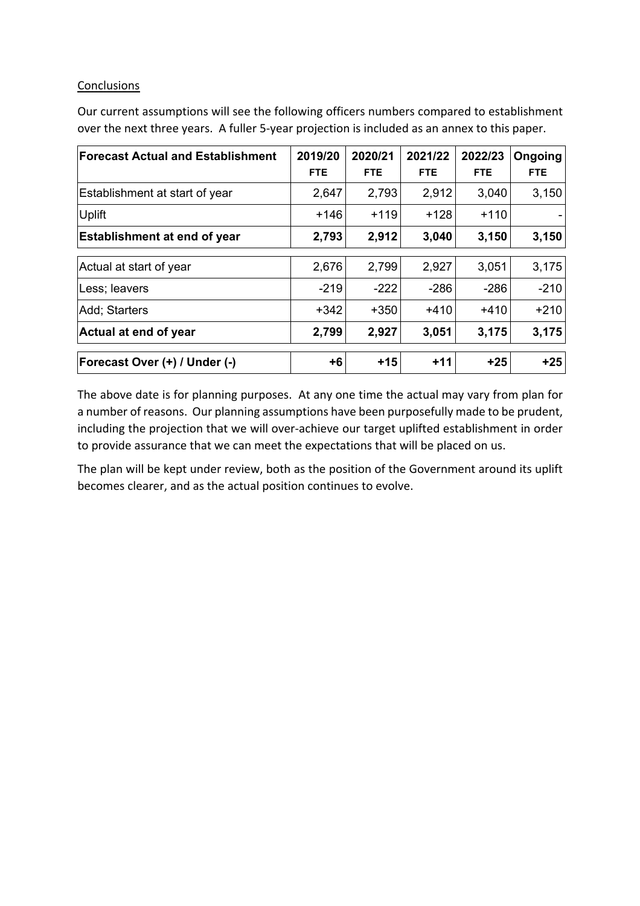<u>Conclusions</u>

Our current assumptions will see the following officers numbers compared to establishment over the next three years. A fuller 5-year projection is included as an annex to this paper.

| **Forecast Actual and Establishment** | **2019/20 FTE** | **2020/21 FTE** | **2021/22 FTE** | **2022/23 FTE** | **Ongoing FTE** |
|---|---|---|---|---|---|
| Establishment at start of year | 2,647 | 2,793 | 2,912 | 3,040 | 3,150 |
| Uplift | +146 | +119 | +128 | +110 | - |
| **Establishment at end of year** | **2,793** | **2,912** | **3,040** | **3,150** | **3,150** |
| Actual at start of year | 2,676 | 2,799 | 2,927 | 3,051 | 3,175 |
| Less; leavers | -219 | -222 | -286 | -286 | -210 |
| Add; Starters | +342 | +350 | +410 | +410 | +210 |
| **Actual at end of year** | **2,799** | **2,927** | **3,051** | **3,175** | **3,175** |
| **Forecast Over (+) / Under (-)** | **+6** | **+15** | **+11** | **+25** | **+25** |

The above date is for planning purposes. At any one time the actual may vary from plan for a number of reasons. Our planning assumptions have been purposefully made to be prudent, including the projection that we will over-achieve our target uplifted establishment in order to provide assurance that we can meet the expectations that will be placed on us.

The plan will be kept under review, both as the position of the Government around its uplift becomes clearer, and as the actual position continues to evolve.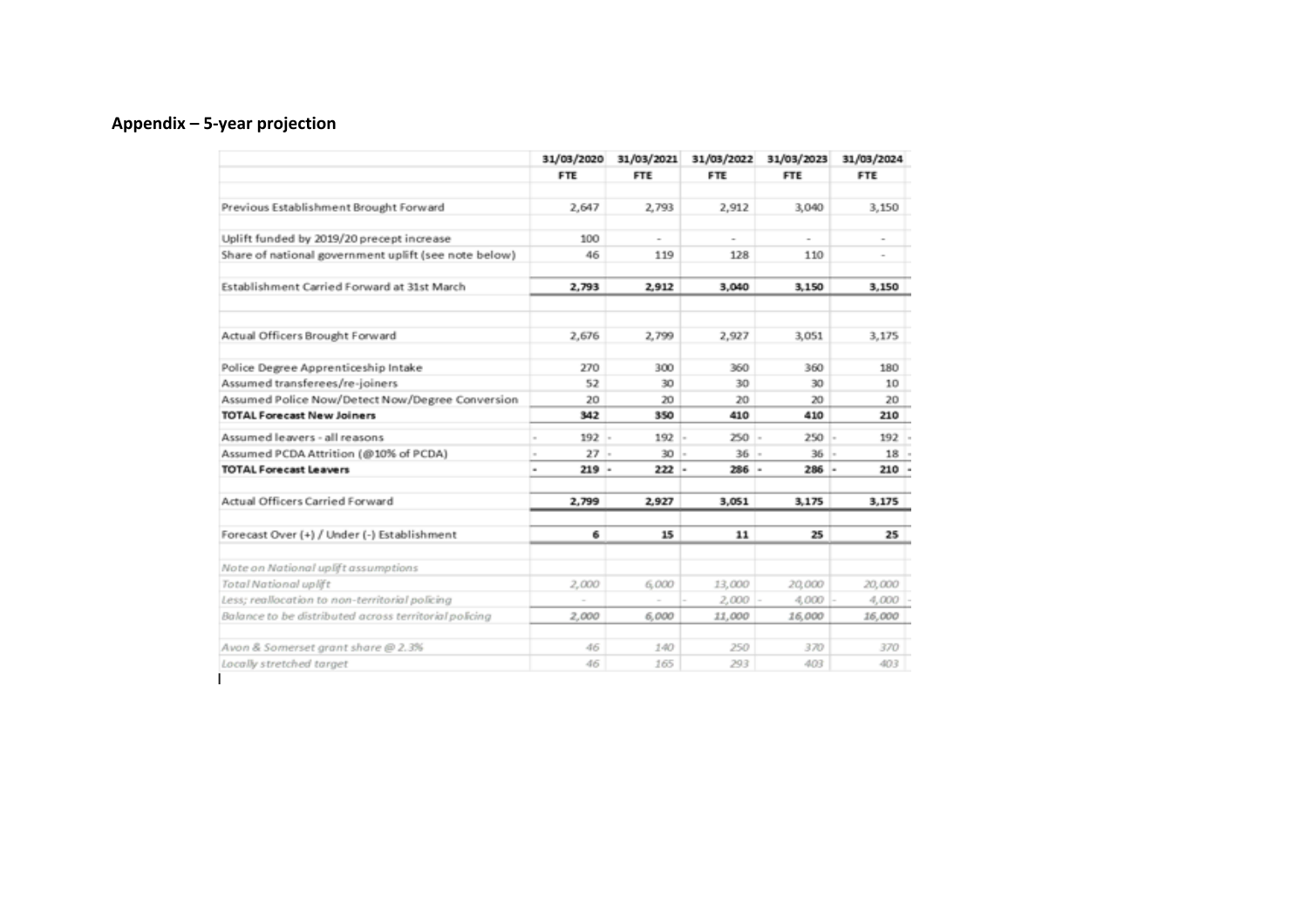**Appendix – 5-year projection**

| | 31/03/2020 | 31/03/2021 | 31/03/2022 | 31/03/2023 | 31/03/2024 |
|---|---|---|---|---|---|
| | FTE | FTE | FTE | FTE | FTE |
| Previous Establishment Brought Forward | 2,647 | 2,793 | 2,912 | 3,040 | 3,150 |
| Uplift funded by 2019/20 precept increase | 100 | - | - | - | - |
| Share of national government uplift (see note below) | 46 | 119 | 128 | 110 | - |
| Establishment Carried Forward at 31st March | **2,793** | **2,912** | **3,040** | **3,150** | **3,150** |
| Actual Officers Brought Forward | 2,676 | 2,799 | 2,927 | 3,051 | 3,175 |
| Police Degree Apprenticeship Intake | 270 | 300 | 360 | 360 | 180 |
| Assumed transferees/re-joiners | 52 | 30 | 30 | 30 | 10 |
| Assumed Police Now/Detect Now/Degree Conversion | 20 | 20 | 20 | 20 | 20 |
| **TOTAL Forecast New Joiners** | **342** | **350** | **410** | **410** | **210** |
| Assumed leavers - all reasons | -192 | -192 | -250 | -250 | -192 |
| Assumed PCDA Attrition (@10% of PCDA) | -27 | -30 | -36 | -36 | -18 |
| **TOTAL Forecast Leavers** | **-219** | **-222** | **-286** | **-286** | **-210** |
| Actual Officers Carried Forward | **2,799** | **2,927** | **3,051** | **3,175** | **3,175** |
| Forecast Over (+) / Under (-) Establishment | **6** | **15** | **11** | **25** | **25** |
| *Note on National uplift assumptions* | | | | | |
| *Total National uplift* | *2,000* | *6,000* | *13,000* | *20,000* | *20,000* |
| *Less; reallocation to non-territorial policing* | *-* | *-* | *-2,000* | *-4,000* | *-4,000* |
| *Balance to be distributed across territorial policing* | *2,000* | *6,000* | *11,000* | *16,000* | *16,000* |
| *Avon & Somerset grant share @ 2.3%* | *46* | *140* | *250* | *370* | *370* |
| *Locally stretched target* | *46* | *165* | *293* | *403* | *403* |